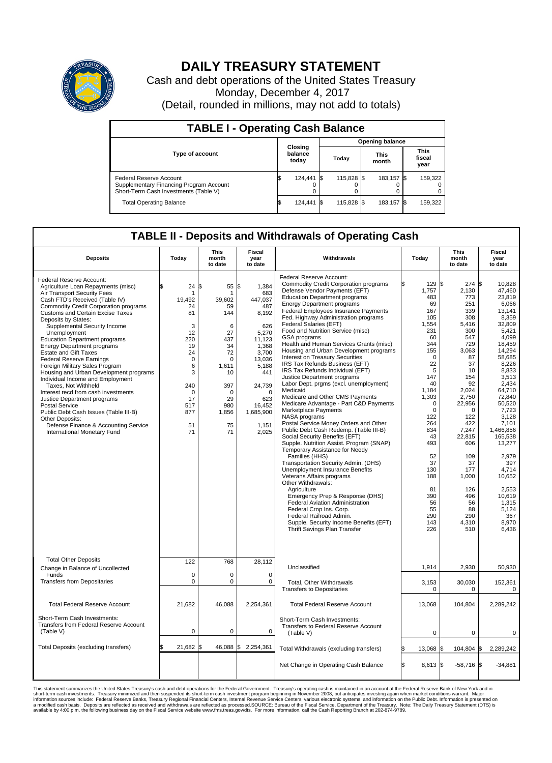# DAILY TREASURY STATEMENT

Cash and debt operations of the United States Treasury
Monday, December 4, 2017
(Detail, rounded in millions, may not add to totals)

## TABLE I - Operating Cash Balance

| Type of account | Closing balance today | Opening balance Today | Opening balance This month | Opening balance This fiscal year |
|---|---|---|---|---|
| Federal Reserve Account | $ 124,441 | $ 115,828 | $ 183,157 | $ 159,322 |
| Supplementary Financing Program Account | 0 | 0 | 0 | 0 |
| Short-Term Cash Investments (Table V) | 0 | 0 | 0 | 0 |
| Total Operating Balance | $ 124,441 | $ 115,828 | $ 183,157 | $ 159,322 |

## TABLE II - Deposits and Withdrawals of Operating Cash

| Deposits | Today | This month to date | Fiscal year to date | Withdrawals | Today | This month to date | Fiscal year to date |
|---|---|---|---|---|---|---|---|
| Federal Reserve Account: | | | | Federal Reserve Account: | | | |
| Agriculture Loan Repayments (misc) | $ 24 | $ 55 | $ 1,384 | Commodity Credit Corporation programs | $ 129 | $ 274 | $ 10,828 |
| Air Transport Security Fees | 1 | 1 | 683 | Defense Vendor Payments (EFT) | 1,757 | 2,130 | 47,460 |
| Cash FTD's Received (Table IV) | 19,492 | 39,602 | 447,037 | Education Department programs | 483 | 773 | 23,819 |
| Commodity Credit Corporation programs | 24 | 59 | 487 | Energy Department programs | 69 | 251 | 6,066 |
| Customs and Certain Excise Taxes | 81 | 144 | 8,192 | Federal Employees Insurance Payments | 167 | 339 | 13,141 |
| Deposits by States: | | | | Fed. Highway Administration programs | 105 | 308 | 8,359 |
| Supplemental Security Income | 3 | 6 | 626 | Federal Salaries (EFT) | 1,554 | 5,416 | 32,809 |
| Unemployment | 12 | 27 | 5,270 | Food and Nutrition Service (misc) | 231 | 300 | 5,421 |
| Education Department programs | 220 | 437 | 11,123 | GSA programs | 60 | 547 | 4,099 |
| Energy Department programs | 19 | 34 | 1,368 | Health and Human Services Grants (misc) | 344 | 729 | 18,459 |
| Estate and Gift Taxes | 24 | 72 | 3,700 | Housing and Urban Development programs | 155 | 3,063 | 14,294 |
| Federal Reserve Earnings | 0 | 0 | 13,036 | Interest on Treasury Securities | 0 | 87 | 58,685 |
| Foreign Military Sales Program | 6 | 1,611 | 5,188 | IRS Tax Refunds Business (EFT) | 22 | 37 | 8,226 |
| Housing and Urban Development programs | 3 | 10 | 441 | IRS Tax Refunds Individual (EFT) | 5 | 10 | 8,833 |
| Individual Income and Employment | | | | Justice Department programs | 147 | 154 | 3,513 |
| Taxes, Not Withheld | 240 | 397 | 24,739 | Labor Dept. prgms (excl. unemployment) | 40 | 92 | 2,434 |
| Interest recd from cash investments | 0 | 0 | 0 | Medicaid | 1,184 | 2,024 | 64,710 |
| Justice Department programs | 17 | 29 | 623 | Medicare and Other CMS Payments | 1,303 | 2,750 | 72,840 |
| Postal Service | 517 | 980 | 16,452 | Medicare Advantage - Part C&D Payments | 0 | 22,956 | 50,520 |
| Public Debt Cash Issues (Table III-B) | 877 | 1,856 | 1,685,900 | Marketplace Payments | 0 | 0 | 7,723 |
| Other Deposits: | | | | NASA programs | 122 | 122 | 3,128 |
| Defense Finance & Accounting Service | 51 | 75 | 1,151 | Postal Service Money Orders and Other | 264 | 422 | 7,101 |
| International Monetary Fund | 71 | 71 | 2,025 | Public Debt Cash Redemp. (Table III-B) | 834 | 7,247 | 1,466,856 |
| | | | | Social Security Benefits (EFT) | 43 | 22,815 | 165,538 |
| | | | | Supple. Nutrition Assist. Program (SNAP) | 493 | 606 | 13,277 |
| | | | | Temporary Assistance for Needy Families (HHS) | 52 | 109 | 2,979 |
| | | | | Transportation Security Admin. (DHS) | 37 | 37 | 397 |
| | | | | Unemployment Insurance Benefits | 130 | 177 | 4,714 |
| | | | | Veterans Affairs programs | 188 | 1,000 | 10,652 |
| | | | | Other Withdrawals: | | | |
| | | | | Agriculture | 81 | 126 | 2,553 |
| | | | | Emergency Prep & Response (DHS) | 390 | 496 | 10,619 |
| | | | | Federal Aviation Administration | 56 | 56 | 1,315 |
| | | | | Federal Crop Ins. Corp. | 55 | 88 | 5,124 |
| | | | | Federal Railroad Admin. | 290 | 290 | 367 |
| | | | | Supple. Security Income Benefits (EFT) | 143 | 4,310 | 8,970 |
| | | | | Thrift Savings Plan Transfer | 226 | 510 | 6,436 |
| Total Other Deposits | 122 | 768 | 28,112 | Unclassified | 1,914 | 2,930 | 50,930 |
| Change in Balance of Uncollected Funds | 0 | 0 | 0 | | | | |
| Transfers from Depositaries | 0 | 0 | 0 | Total, Other Withdrawals | 3,153 | 30,030 | 152,361 |
| | | | | Transfers to Depositaries | 0 | 0 | 0 |
| Total Federal Reserve Account | 21,682 | 46,088 | 2,254,361 | Total Federal Reserve Account | 13,068 | 104,804 | 2,289,242 |
| Short-Term Cash Investments: Transfers from Federal Reserve Account (Table V) | 0 | 0 | 0 | Short-Term Cash Investments: Transfers to Federal Reserve Account (Table V) | 0 | 0 | 0 |
| Total Deposits (excluding transfers) | $ 21,682 | $ 46,088 | $ 2,254,361 | Total Withdrawals (excluding transfers) | $ 13,068 | $ 104,804 | $ 2,289,242 |
| | | | | Net Change in Operating Cash Balance | $ 8,613 | $ -58,716 | $ -34,881 |

This statement summarizes the United States Treasury's cash and debt operations for the Federal Government. Treasury's operating cash is maintained in an account at the Federal Reserve Bank of New York and in short-term cash investments. Treasury minimized and then suspended its short-term cash investment program beginning in November 2008, but anticipates investing again when market conditions warrant. Major information sources include: Federal Reserve Banks, Treasury Regional Financial Centers, Internal Revenue Service Centers, various electronic systems, and information on the Public Debt. Information is presented on a modified cash basis. Deposits are reflected as received and withdrawals are reflected as processed.SOURCE: Bureau of the Fiscal Service, Department of the Treasury. Note: The Daily Treasury Statement (DTS) is available by 4:00 p.m. the following business day on the Fiscal Service website www.fms.treas.gov/dts. For more information, call the Cash Reporting Branch at 202-874-9789.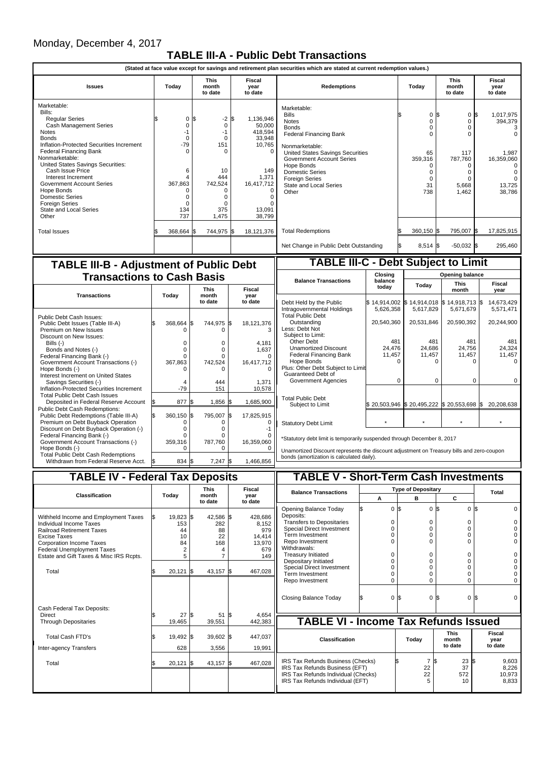Monday, December 4, 2017

# TABLE III-A - Public Debt Transactions

(Stated at face value except for savings and retirement plan securities which are stated at current redemption values.)

| Issues | Today | This month to date | Fiscal year to date | Redemptions | Today | This month to date | Fiscal year to date |
|---|---|---|---|---|---|---|---|
| Marketable: | | | | Marketable: | | | |
| Bills: | | | | Bills | $ 0 | $ 0 | $ 1,017,975 |
| Regular Series | $ 0 | $ -2 | $ 1,136,946 | Notes | 0 | 0 | 394,379 |
| Cash Management Series | 0 | 0 | 50,000 | Bonds | 0 | 0 | 3 |
| Notes | -1 | -1 | 418,594 | Federal Financing Bank | 0 | 0 | 0 |
| Bonds | 0 | 0 | 33,948 | | | | |
| Inflation-Protected Securities Increment | -79 | 151 | 10,765 | Nonmarketable: | | | |
| Federal Financing Bank | 0 | 0 | 0 | United States Savings Securities | 65 | 117 | 1,987 |
| Nonmarketable: | | | | Government Account Series | 359,316 | 787,760 | 16,359,060 |
| United States Savings Securities: | | | | Hope Bonds | 0 | 0 | 0 |
| Cash Issue Price | 6 | 10 | 149 | Domestic Series | 0 | 0 | 0 |
| Interest Increment | 4 | 444 | 1,371 | Foreign Series | 0 | 0 | 0 |
| Government Account Series | 367,863 | 742,524 | 16,417,712 | State and Local Series | 31 | 5,668 | 13,725 |
| Hope Bonds | 0 | 0 | 0 | Other | 738 | 1,462 | 38,786 |
| Domestic Series | 0 | 0 | 0 | | | | |
| Foreign Series | 0 | 0 | 0 | | | | |
| State and Local Series | 134 | 375 | 13,091 | | | | |
| Other | 737 | 1,475 | 38,799 | | | | |
| Total Issues | $ 368,664 | $ 744,975 | $ 18,121,376 | Total Redemptions | $ 360,150 | $ 795,007 | $ 17,825,915 |
| | | | | Net Change in Public Debt Outstanding | $ 8,514 | $ -50,032 | $ 295,460 |

# TABLE III-B - Adjustment of Public Debt Transactions to Cash Basis

| Transactions | Today | This month to date | Fiscal year to date |
|---|---|---|---|
| Public Debt Cash Issues: | | | |
| Public Debt Issues (Table III-A) | $ 368,664 | $ 744,975 | $ 18,121,376 |
| Premium on New Issues | 0 | 0 | 3 |
| Discount on New Issues: | | | |
| Bills (-) | 0 | 0 | 4,181 |
| Bonds and Notes (-) | 0 | 0 | 1,637 |
| Federal Financing Bank (-) | 0 | 0 | 0 |
| Government Account Transactions (-) | 367,863 | 742,524 | 16,417,712 |
| Hope Bonds (-) | 0 | 0 | 0 |
| Interest Increment on United States Savings Securities (-) | 4 | 444 | 1,371 |
| Inflation-Protected Securities Increment | -79 | 151 | 10,578 |
| Total Public Debt Cash Issues Deposited in Federal Reserve Account | $ 877 | $ 1,856 | $ 1,685,900 |
| Public Debt Cash Redemptions: | | | |
| Public Debt Redemptions (Table III-A) | $ 360,150 | $ 795,007 | $ 17,825,915 |
| Premium on Debt Buyback Operation | 0 | 0 | 0 |
| Discount on Debt Buyback Operation (-) | 0 | 0 | -1 |
| Federal Financing Bank (-) | 0 | 0 | 0 |
| Government Account Transactions (-) | 359,316 | 787,760 | 16,359,060 |
| Hope Bonds (-) | 0 | 0 | 0 |
| Total Public Debt Cash Redemptions Withdrawn from Federal Reserve Acct. | $ 834 | $ 7,247 | $ 1,466,856 |

# TABLE III-C - Debt Subject to Limit

| Balance Transactions | Closing balance today | Opening balance Today | Opening balance This month | Opening balance Fiscal year |
|---|---|---|---|---|
| Debt Held by the Public | $ 14,914,002 | $ 14,914,018 | $ 14,918,713 | $ 14,673,429 |
| Intragovernmental Holdings | 5,626,358 | 5,617,829 | 5,671,679 | 5,571,471 |
| Total Public Debt Outstanding | 20,540,360 | 20,531,846 | 20,590,392 | 20,244,900 |
| Less: Debt Not Subject to Limit: | | | | |
| Other Debt | 481 | 481 | 481 | 481 |
| Unamortized Discount | 24,476 | 24,686 | 24,756 | 24,324 |
| Federal Financing Bank | 11,457 | 11,457 | 11,457 | 11,457 |
| Hope Bonds | 0 | 0 | 0 | 0 |
| Plus: Other Debt Subject to Limit | | | | |
| Guaranteed Debt of Government Agencies | 0 | 0 | 0 | 0 |
| Total Public Debt Subject to Limit | $ 20,503,946 | $ 20,495,222 | $ 20,553,698 | $ 20,208,638 |
| Statutory Debt Limit | * | * | * | * |

*Statutory debt limit is temporarily suspended through December 8, 2017

Unamortized Discount represents the discount adjustment on Treasury bills and zero-coupon bonds (amortization is calculated daily).

# TABLE IV - Federal Tax Deposits

| Classification | Today | This month to date | Fiscal year to date |
|---|---|---|---|
| Withheld Income and Employment Taxes | $ 19,823 | $ 42,586 | $ 428,686 |
| Individual Income Taxes | 153 | 282 | 8,152 |
| Railroad Retirement Taxes | 44 | 88 | 979 |
| Excise Taxes | 10 | 22 | 14,414 |
| Corporation Income Taxes | 84 | 168 | 13,970 |
| Federal Unemployment Taxes | 2 | 4 | 679 |
| Estate and Gift Taxes & Misc IRS Rcpts. | 5 | 7 | 149 |
| Total | $ 20,121 | $ 43,157 | $ 467,028 |
| Cash Federal Tax Deposits: | | | |
| Direct | $ 27 | $ 51 | $ 4,654 |
| Through Depositaries | 19,465 | 39,551 | 442,383 |
| Total Cash FTD's | $ 19,492 | $ 39,602 | $ 447,037 |
| Inter-agency Transfers | 628 | 3,556 | 19,991 |
| Total | $ 20,121 | $ 43,157 | $ 467,028 |

# TABLE V - Short-Term Cash Investments

| Balance Transactions | Type of Depositary A | Type of Depositary B | Type of Depositary C | Total |
|---|---|---|---|---|
| Opening Balance Today | $ 0 | $ 0 | $ 0 | $ 0 |
| Deposits: | | | | |
| Transfers to Depositaries | 0 | 0 | 0 | 0 |
| Special Direct Investment | 0 | 0 | 0 | 0 |
| Term Investment | 0 | 0 | 0 | 0 |
| Repo Investment | 0 | 0 | 0 | 0 |
| Withdrawals: | | | | |
| Treasury Initiated | 0 | 0 | 0 | 0 |
| Depositary Initiated | 0 | 0 | 0 | 0 |
| Special Direct Investment | 0 | 0 | 0 | 0 |
| Term Investment | 0 | 0 | 0 | 0 |
| Repo Investment | 0 | 0 | 0 | 0 |
| Closing Balance Today | $ 0 | $ 0 | $ 0 | $ 0 |

# TABLE VI - Income Tax Refunds Issued

| Classification | Today | This month to date | Fiscal year to date |
|---|---|---|---|
| IRS Tax Refunds Business (Checks) | $ 7 | $ 23 | $ 9,603 |
| IRS Tax Refunds Business (EFT) | 22 | 37 | 8,226 |
| IRS Tax Refunds Individual (Checks) | 22 | 572 | 10,973 |
| IRS Tax Refunds Individual (EFT) | 5 | 10 | 8,833 |